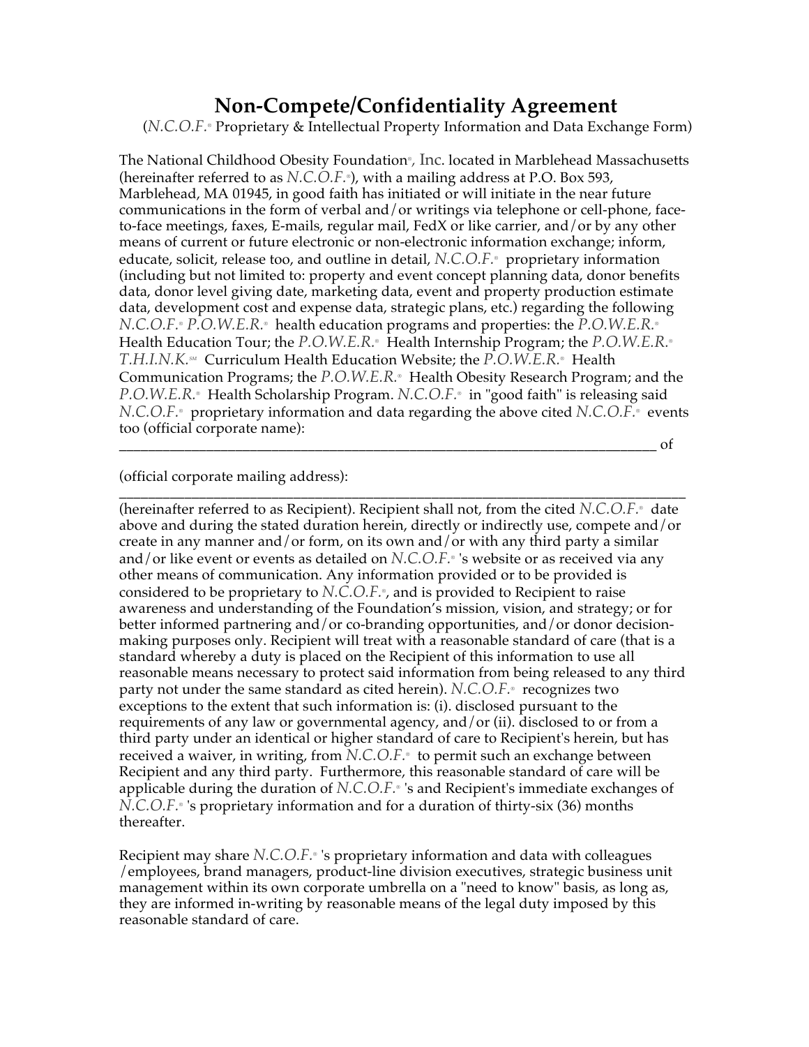# Non-Compete/Confidentiality Agreement

(*N.C.O.F.*® Proprietary & Intellectual Property Information and Data Exchange Form)

The National Childhood Obesity Foundation®, Inc. located in Marblehead Massachusetts (hereinafter referred to as *N.C.O.F.*®), with a mailing address at P.O. Box 593, Marblehead, MA 01945, in good faith has initiated or will initiate in the near future communications in the form of verbal and/or writings via telephone or cell-phone, face-to-face meetings, faxes, E-mails, regular mail, FedX or like carrier, and/or by any other means of current or future electronic or non-electronic information exchange; inform, educate, solicit, release too, and outline in detail, *N.C.O.F.*® proprietary information (including but not limited to: property and event concept planning data, donor benefits data, donor level giving date, marketing data, event and property production estimate data, development cost and expense data, strategic plans, etc.) regarding the following *N.C.O.F.*® *P.O.W.E.R.*® health education programs and properties: the *P.O.W.E.R.*® Health Education Tour; the *P.O.W.E.R.*® Health Internship Program; the *P.O.W.E.R.*® *T.H.I.N.K.*SM Curriculum Health Education Website; the *P.O.W.E.R.*® Health Communication Programs; the *P.O.W.E.R.*® Health Obesity Research Program; and the *P.O.W.E.R.*® Health Scholarship Program. *N.C.O.F.*® in "good faith" is releasing said *N.C.O.F.*® proprietary information and data regarding the above cited *N.C.O.F.*® events too (official corporate name):
_____________________________________________________________________________ of

(official corporate mailing address):
_____________________________________________________________________________

(hereinafter referred to as Recipient). Recipient shall not, from the cited *N.C.O.F.*® date above and during the stated duration herein, directly or indirectly use, compete and/or create in any manner and/or form, on its own and/or with any third party a similar and/or like event or events as detailed on *N.C.O.F.*® 's website or as received via any other means of communication. Any information provided or to be provided is considered to be proprietary to *N.C.O.F.*®, and is provided to Recipient to raise awareness and understanding of the Foundation's mission, vision, and strategy; or for better informed partnering and/or co-branding opportunities, and/or donor decision-making purposes only. Recipient will treat with a reasonable standard of care (that is a standard whereby a duty is placed on the Recipient of this information to use all reasonable means necessary to protect said information from being released to any third party not under the same standard as cited herein). *N.C.O.F.*® recognizes two exceptions to the extent that such information is: (i). disclosed pursuant to the requirements of any law or governmental agency, and/or (ii). disclosed to or from a third party under an identical or higher standard of care to Recipient's herein, but has received a waiver, in writing, from *N.C.O.F.*® to permit such an exchange between Recipient and any third party. Furthermore, this reasonable standard of care will be applicable during the duration of *N.C.O.F.*® 's and Recipient's immediate exchanges of *N.C.O.F.*® 's proprietary information and for a duration of thirty-six (36) months thereafter.

Recipient may share *N.C.O.F.*® 's proprietary information and data with colleagues /employees, brand managers, product-line division executives, strategic business unit management within its own corporate umbrella on a "need to know" basis, as long as, they are informed in-writing by reasonable means of the legal duty imposed by this reasonable standard of care.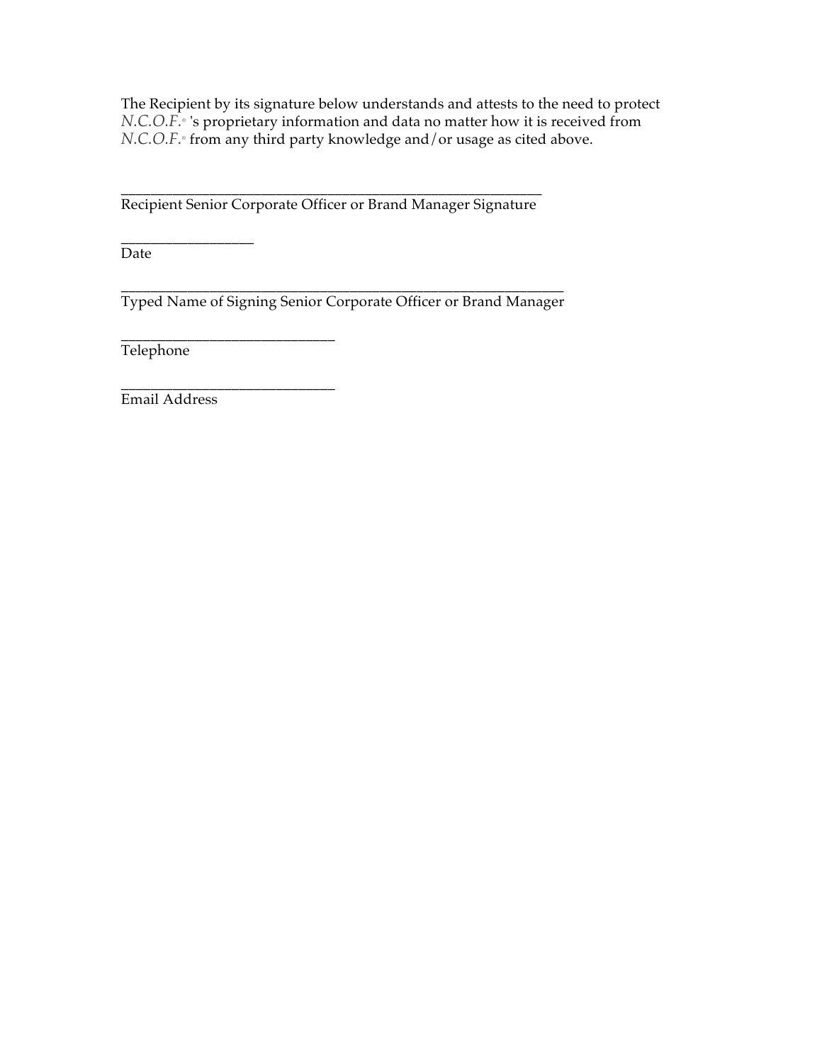The Recipient by its signature below understands and attests to the need to protect *N.C.O.F.*® 's proprietary information and data no matter how it is received from *N.C.O.F.*® from any third party knowledge and/or usage as cited above.

\_\_\_\_\_\_\_\_\_\_\_\_\_\_\_\_\_\_\_\_\_\_\_\_\_\_\_\_\_\_\_\_\_\_\_\_\_\_\_\_\_\_\_\_\_\_\_\_\_\_\_\_\_\_\_\_
Recipient Senior Corporate Officer or Brand Manager Signature

\_\_\_\_\_\_\_\_\_\_\_\_\_\_\_\_\_\_
Date

\_\_\_\_\_\_\_\_\_\_\_\_\_\_\_\_\_\_\_\_\_\_\_\_\_\_\_\_\_\_\_\_\_\_\_\_\_\_\_\_\_\_\_\_\_\_\_\_\_\_\_\_\_\_\_\_\_\_\_\_\_
Typed Name of Signing Senior Corporate Officer or Brand Manager

\_\_\_\_\_\_\_\_\_\_\_\_\_\_\_\_\_\_\_\_\_\_\_\_\_\_\_\_\_\_
Telephone

\_\_\_\_\_\_\_\_\_\_\_\_\_\_\_\_\_\_\_\_\_\_\_\_\_\_\_\_\_\_
Email Address